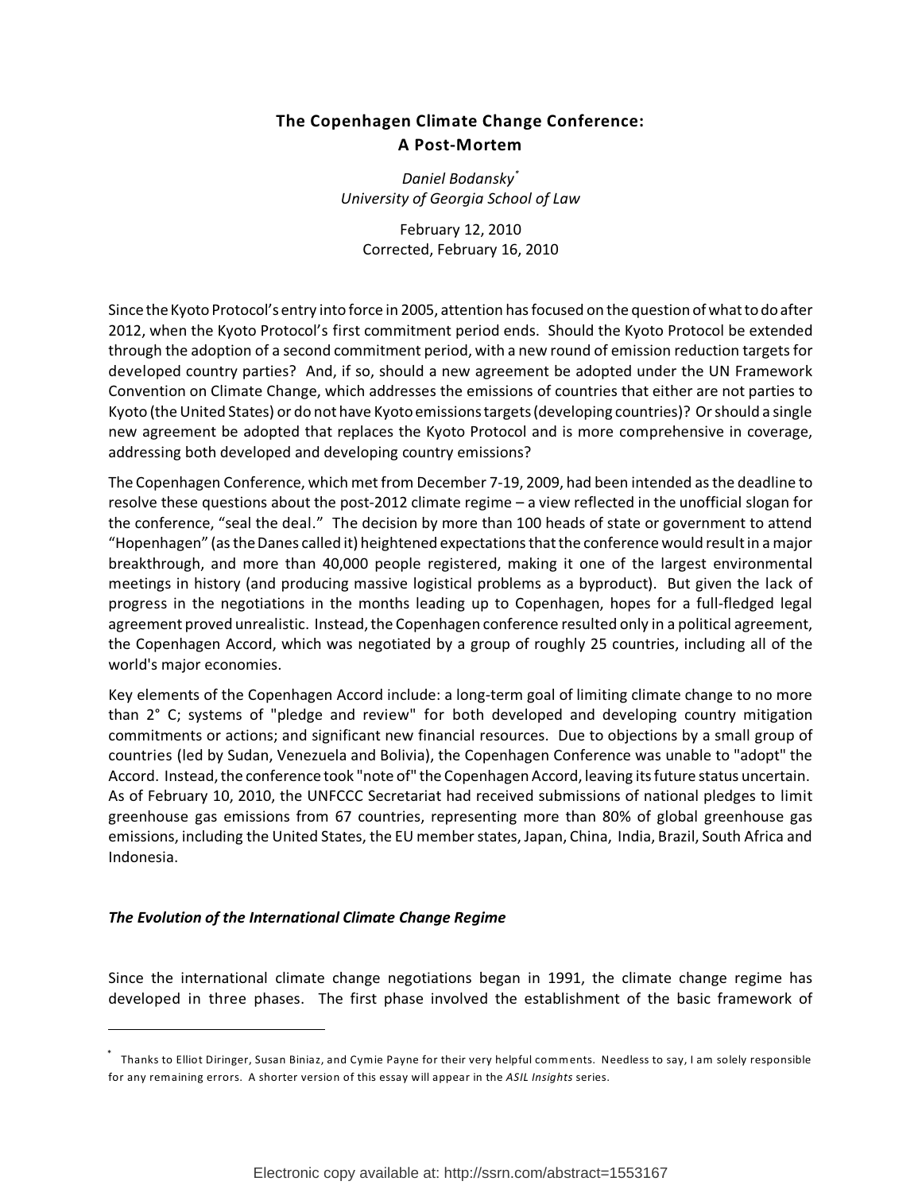# The Copenhagen Climate Change Conference: A Post-Mortem

*Daniel Bodansky*[*]
*University of Georgia School of Law*

February 12, 2010
Corrected, February 16, 2010

Since the Kyoto Protocol's entry into force in 2005, attention has focused on the question of what to do after 2012, when the Kyoto Protocol's first commitment period ends. Should the Kyoto Protocol be extended through the adoption of a second commitment period, with a new round of emission reduction targets for developed country parties? And, if so, should a new agreement be adopted under the UN Framework Convention on Climate Change, which addresses the emissions of countries that either are not parties to Kyoto (the United States) or do not have Kyoto emissions targets (developing countries)? Or should a single new agreement be adopted that replaces the Kyoto Protocol and is more comprehensive in coverage, addressing both developed and developing country emissions?

The Copenhagen Conference, which met from December 7-19, 2009, had been intended as the deadline to resolve these questions about the post-2012 climate regime – a view reflected in the unofficial slogan for the conference, "seal the deal." The decision by more than 100 heads of state or government to attend "Hopenhagen" (as the Danes called it) heightened expectations that the conference would result in a major breakthrough, and more than 40,000 people registered, making it one of the largest environmental meetings in history (and producing massive logistical problems as a byproduct). But given the lack of progress in the negotiations in the months leading up to Copenhagen, hopes for a full-fledged legal agreement proved unrealistic. Instead, the Copenhagen conference resulted only in a political agreement, the Copenhagen Accord, which was negotiated by a group of roughly 25 countries, including all of the world's major economies.

Key elements of the Copenhagen Accord include: a long-term goal of limiting climate change to no more than 2° C; systems of "pledge and review" for both developed and developing country mitigation commitments or actions; and significant new financial resources. Due to objections by a small group of countries (led by Sudan, Venezuela and Bolivia), the Copenhagen Conference was unable to "adopt" the Accord. Instead, the conference took "note of" the Copenhagen Accord, leaving its future status uncertain. As of February 10, 2010, the UNFCCC Secretariat had received submissions of national pledges to limit greenhouse gas emissions from 67 countries, representing more than 80% of global greenhouse gas emissions, including the United States, the EU member states, Japan, China, India, Brazil, South Africa and Indonesia.

### *The Evolution of the International Climate Change Regime*

Since the international climate change negotiations began in 1991, the climate change regime has developed in three phases. The first phase involved the establishment of the basic framework of

---

[*] Thanks to Elliot Diringer, Susan Biniaz, and Cymie Payne for their very helpful comments. Needless to say, I am solely responsible for any remaining errors. A shorter version of this essay will appear in the *ASIL Insights* series.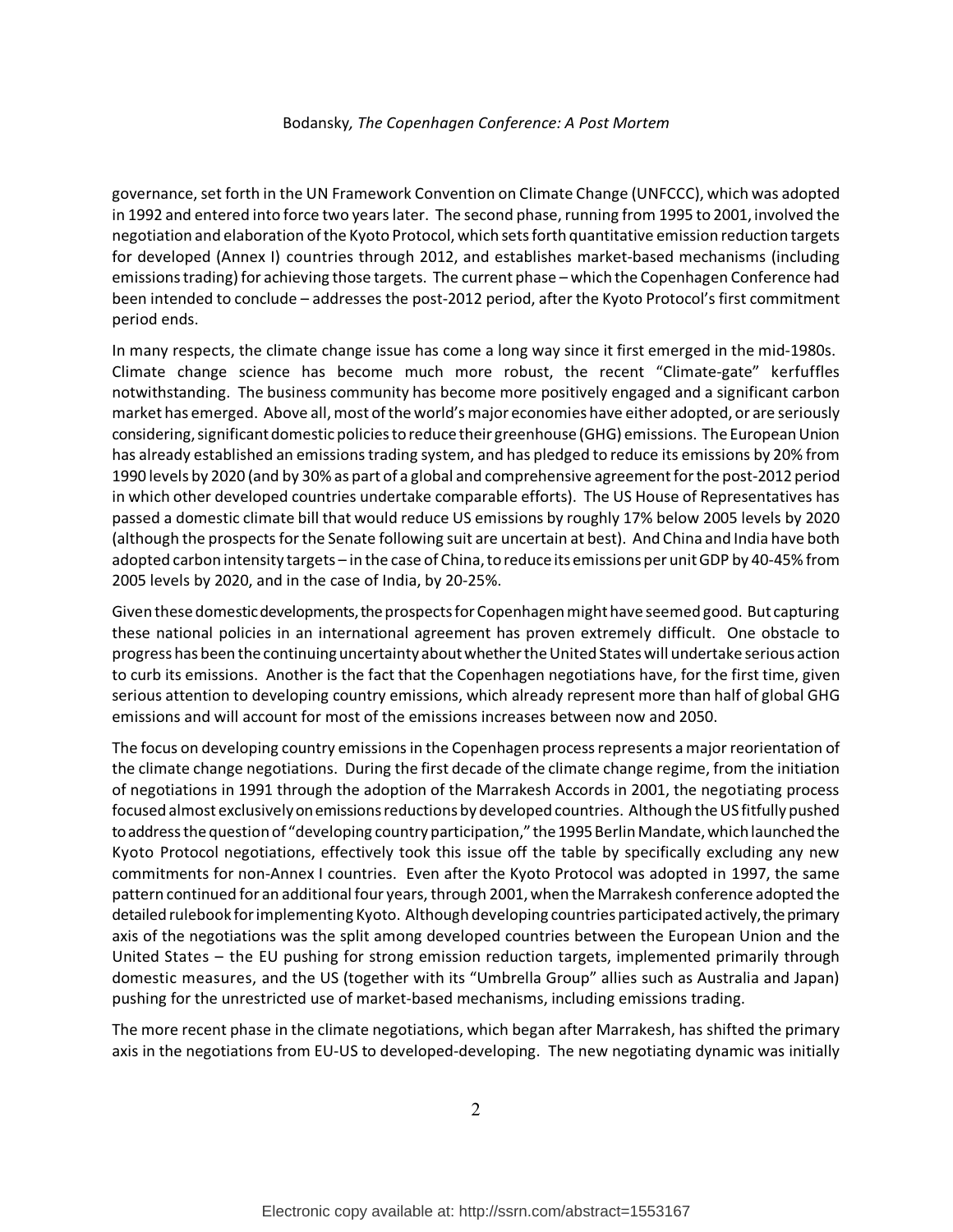governance, set forth in the UN Framework Convention on Climate Change (UNFCCC), which was adopted in 1992 and entered into force two years later. The second phase, running from 1995 to 2001, involved the negotiation and elaboration of the Kyoto Protocol, which sets forth quantitative emission reduction targets for developed (Annex I) countries through 2012, and establishes market-based mechanisms (including emissions trading) for achieving those targets. The current phase – which the Copenhagen Conference had been intended to conclude – addresses the post-2012 period, after the Kyoto Protocol's first commitment period ends.

In many respects, the climate change issue has come a long way since it first emerged in the mid-1980s. Climate change science has become much more robust, the recent "Climate-gate" kerfuffles notwithstanding. The business community has become more positively engaged and a significant carbon market has emerged. Above all, most of the world's major economies have either adopted, or are seriously considering, significant domestic policies to reduce their greenhouse (GHG) emissions. The European Union has already established an emissions trading system, and has pledged to reduce its emissions by 20% from 1990 levels by 2020 (and by 30% as part of a global and comprehensive agreement for the post-2012 period in which other developed countries undertake comparable efforts). The US House of Representatives has passed a domestic climate bill that would reduce US emissions by roughly 17% below 2005 levels by 2020 (although the prospects for the Senate following suit are uncertain at best). And China and India have both adopted carbon intensity targets – in the case of China, to reduce its emissions per unit GDP by 40-45% from 2005 levels by 2020, and in the case of India, by 20-25%.

Given these domestic developments, the prospects for Copenhagen might have seemed good. But capturing these national policies in an international agreement has proven extremely difficult. One obstacle to progress has been the continuing uncertainty about whether the United States will undertake serious action to curb its emissions. Another is the fact that the Copenhagen negotiations have, for the first time, given serious attention to developing country emissions, which already represent more than half of global GHG emissions and will account for most of the emissions increases between now and 2050.

The focus on developing country emissions in the Copenhagen process represents a major reorientation of the climate change negotiations. During the first decade of the climate change regime, from the initiation of negotiations in 1991 through the adoption of the Marrakesh Accords in 2001, the negotiating process focused almost exclusively on emissions reductions by developed countries. Although the US fitfully pushed to address the question of "developing country participation," the 1995 Berlin Mandate, which launched the Kyoto Protocol negotiations, effectively took this issue off the table by specifically excluding any new commitments for non-Annex I countries. Even after the Kyoto Protocol was adopted in 1997, the same pattern continued for an additional four years, through 2001, when the Marrakesh conference adopted the detailed rulebook for implementing Kyoto. Although developing countries participated actively, the primary axis of the negotiations was the split among developed countries between the European Union and the United States – the EU pushing for strong emission reduction targets, implemented primarily through domestic measures, and the US (together with its "Umbrella Group" allies such as Australia and Japan) pushing for the unrestricted use of market-based mechanisms, including emissions trading.

The more recent phase in the climate negotiations, which began after Marrakesh, has shifted the primary axis in the negotiations from EU-US to developed-developing. The new negotiating dynamic was initially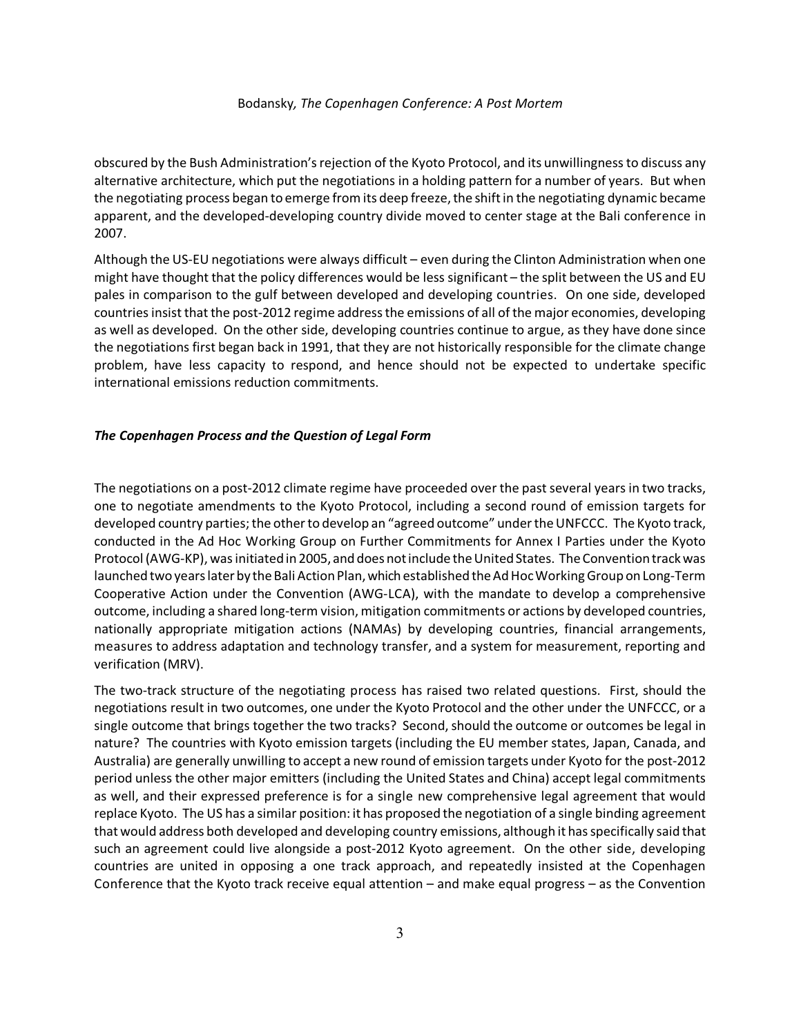obscured by the Bush Administration's rejection of the Kyoto Protocol, and its unwillingness to discuss any alternative architecture, which put the negotiations in a holding pattern for a number of years. But when the negotiating process began to emerge from its deep freeze, the shift in the negotiating dynamic became apparent, and the developed-developing country divide moved to center stage at the Bali conference in 2007.

Although the US-EU negotiations were always difficult – even during the Clinton Administration when one might have thought that the policy differences would be less significant – the split between the US and EU pales in comparison to the gulf between developed and developing countries. On one side, developed countries insist that the post-2012 regime address the emissions of all of the major economies, developing as well as developed. On the other side, developing countries continue to argue, as they have done since the negotiations first began back in 1991, that they are not historically responsible for the climate change problem, have less capacity to respond, and hence should not be expected to undertake specific international emissions reduction commitments.

### ***The Copenhagen Process and the Question of Legal Form***

The negotiations on a post-2012 climate regime have proceeded over the past several years in two tracks, one to negotiate amendments to the Kyoto Protocol, including a second round of emission targets for developed country parties; the other to develop an "agreed outcome" under the UNFCCC. The Kyoto track, conducted in the Ad Hoc Working Group on Further Commitments for Annex I Parties under the Kyoto Protocol (AWG-KP), was initiated in 2005, and does not include the United States. The Convention track was launched two years later by the Bali Action Plan, which established the Ad Hoc Working Group on Long-Term Cooperative Action under the Convention (AWG-LCA), with the mandate to develop a comprehensive outcome, including a shared long-term vision, mitigation commitments or actions by developed countries, nationally appropriate mitigation actions (NAMAs) by developing countries, financial arrangements, measures to address adaptation and technology transfer, and a system for measurement, reporting and verification (MRV).

The two-track structure of the negotiating process has raised two related questions. First, should the negotiations result in two outcomes, one under the Kyoto Protocol and the other under the UNFCCC, or a single outcome that brings together the two tracks? Second, should the outcome or outcomes be legal in nature? The countries with Kyoto emission targets (including the EU member states, Japan, Canada, and Australia) are generally unwilling to accept a new round of emission targets under Kyoto for the post-2012 period unless the other major emitters (including the United States and China) accept legal commitments as well, and their expressed preference is for a single new comprehensive legal agreement that would replace Kyoto. The US has a similar position: it has proposed the negotiation of a single binding agreement that would address both developed and developing country emissions, although it has specifically said that such an agreement could live alongside a post-2012 Kyoto agreement. On the other side, developing countries are united in opposing a one track approach, and repeatedly insisted at the Copenhagen Conference that the Kyoto track receive equal attention – and make equal progress – as the Convention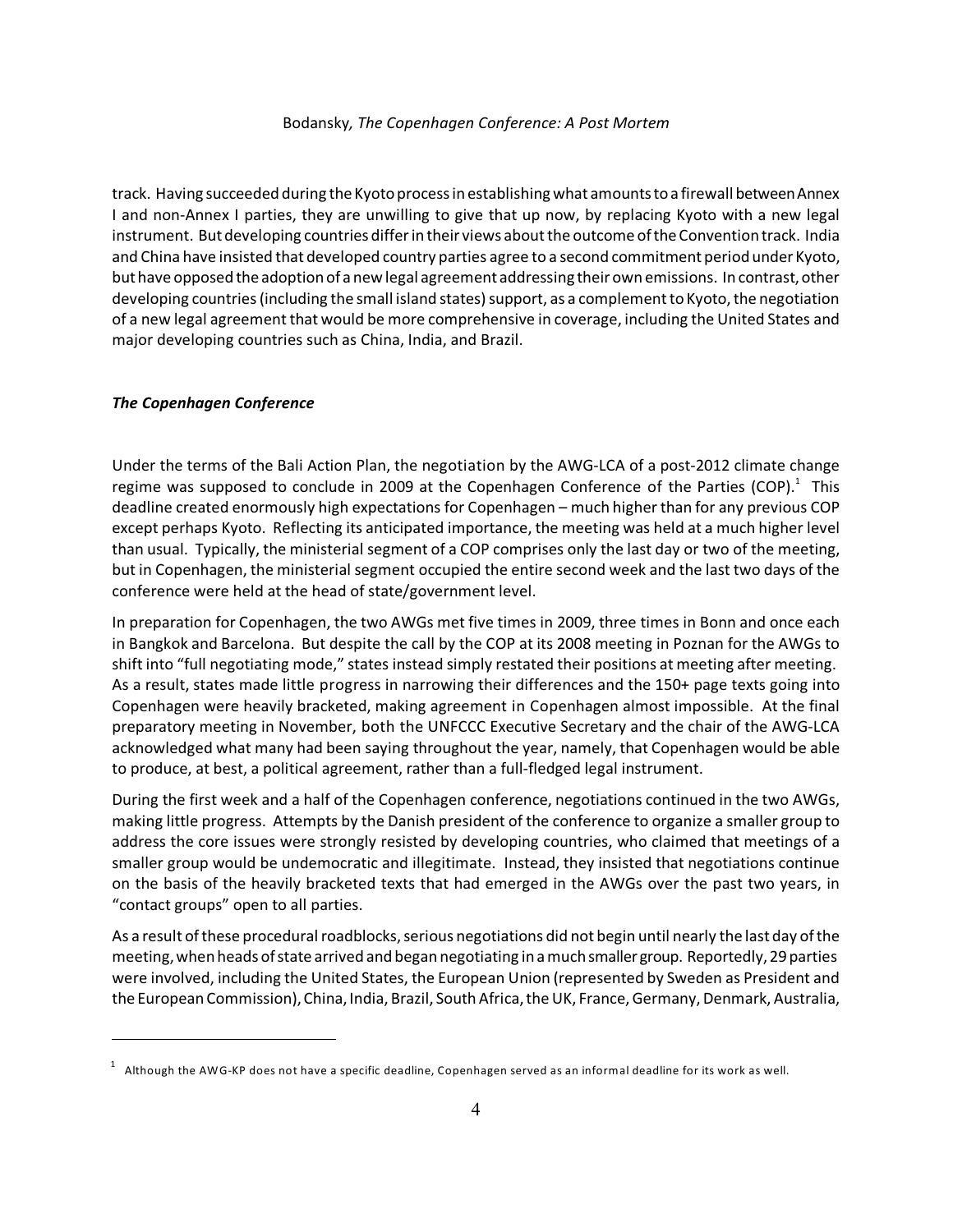track. Having succeeded during the Kyoto process in establishing what amounts to a firewall between Annex I and non-Annex I parties, they are unwilling to give that up now, by replacing Kyoto with a new legal instrument. But developing countries differ in their views about the outcome of the Convention track. India and China have insisted that developed country parties agree to a second commitment period under Kyoto, but have opposed the adoption of a new legal agreement addressing their own emissions. In contrast, other developing countries (including the small island states) support, as a complement to Kyoto, the negotiation of a new legal agreement that would be more comprehensive in coverage, including the United States and major developing countries such as China, India, and Brazil.

### *The Copenhagen Conference*

Under the terms of the Bali Action Plan, the negotiation by the AWG-LCA of a post-2012 climate change regime was supposed to conclude in 2009 at the Copenhagen Conference of the Parties (COP).[1] This deadline created enormously high expectations for Copenhagen – much higher than for any previous COP except perhaps Kyoto. Reflecting its anticipated importance, the meeting was held at a much higher level than usual. Typically, the ministerial segment of a COP comprises only the last day or two of the meeting, but in Copenhagen, the ministerial segment occupied the entire second week and the last two days of the conference were held at the head of state/government level.

In preparation for Copenhagen, the two AWGs met five times in 2009, three times in Bonn and once each in Bangkok and Barcelona. But despite the call by the COP at its 2008 meeting in Poznan for the AWGs to shift into "full negotiating mode," states instead simply restated their positions at meeting after meeting. As a result, states made little progress in narrowing their differences and the 150+ page texts going into Copenhagen were heavily bracketed, making agreement in Copenhagen almost impossible. At the final preparatory meeting in November, both the UNFCCC Executive Secretary and the chair of the AWG-LCA acknowledged what many had been saying throughout the year, namely, that Copenhagen would be able to produce, at best, a political agreement, rather than a full-fledged legal instrument.

During the first week and a half of the Copenhagen conference, negotiations continued in the two AWGs, making little progress. Attempts by the Danish president of the conference to organize a smaller group to address the core issues were strongly resisted by developing countries, who claimed that meetings of a smaller group would be undemocratic and illegitimate. Instead, they insisted that negotiations continue on the basis of the heavily bracketed texts that had emerged in the AWGs over the past two years, in "contact groups" open to all parties.

As a result of these procedural roadblocks, serious negotiations did not begin until nearly the last day of the meeting, when heads of state arrived and began negotiating in a much smaller group. Reportedly, 29 parties were involved, including the United States, the European Union (represented by Sweden as President and the European Commission), China, India, Brazil, South Africa, the UK, France, Germany, Denmark, Australia,

---

[1] Although the AWG-KP does not have a specific deadline, Copenhagen served as an informal deadline for its work as well.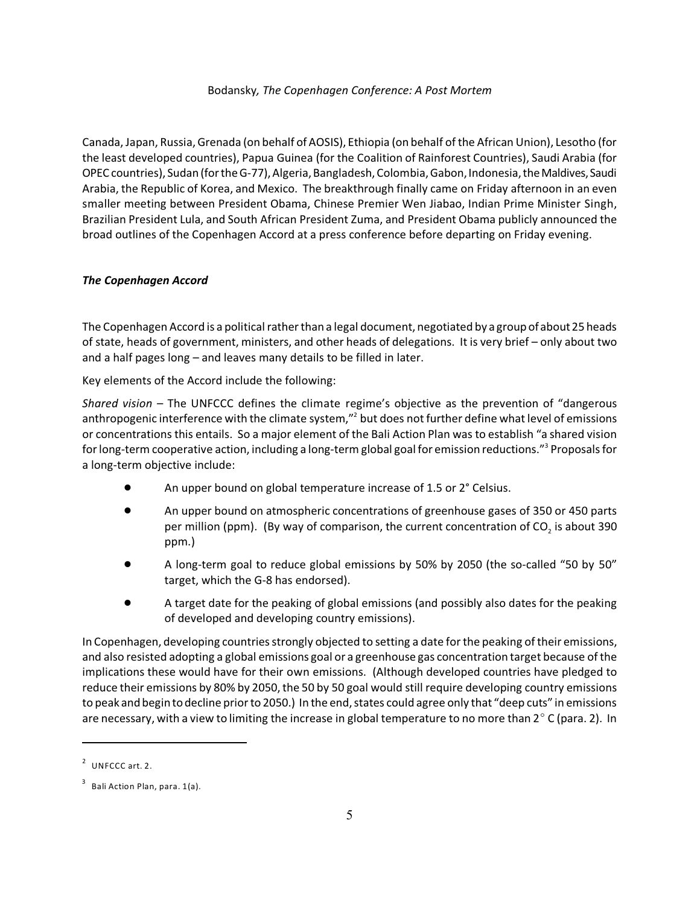Canada, Japan, Russia, Grenada (on behalf of AOSIS), Ethiopia (on behalf of the African Union), Lesotho (for the least developed countries), Papua Guinea (for the Coalition of Rainforest Countries), Saudi Arabia (for OPEC countries), Sudan (for the G-77), Algeria, Bangladesh, Colombia, Gabon, Indonesia, the Maldives, Saudi Arabia, the Republic of Korea, and Mexico. The breakthrough finally came on Friday afternoon in an even smaller meeting between President Obama, Chinese Premier Wen Jiabao, Indian Prime Minister Singh, Brazilian President Lula, and South African President Zuma, and President Obama publicly announced the broad outlines of the Copenhagen Accord at a press conference before departing on Friday evening.

### *The Copenhagen Accord*

The Copenhagen Accord is a political rather than a legal document, negotiated by a group of about 25 heads of state, heads of government, ministers, and other heads of delegations. It is very brief – only about two and a half pages long – and leaves many details to be filled in later.

Key elements of the Accord include the following:

*Shared vision* – The UNFCCC defines the climate regime's objective as the prevention of "dangerous anthropogenic interference with the climate system,"[2] but does not further define what level of emissions or concentrations this entails. So a major element of the Bali Action Plan was to establish "a shared vision for long-term cooperative action, including a long-term global goal for emission reductions."[3] Proposals for a long-term objective include:

- An upper bound on global temperature increase of 1.5 or 2° Celsius.
- An upper bound on atmospheric concentrations of greenhouse gases of 350 or 450 parts per million (ppm). (By way of comparison, the current concentration of $CO_2$ is about 390 ppm.)
- A long-term goal to reduce global emissions by 50% by 2050 (the so-called "50 by 50" target, which the G-8 has endorsed).
- A target date for the peaking of global emissions (and possibly also dates for the peaking of developed and developing country emissions).

In Copenhagen, developing countries strongly objected to setting a date for the peaking of their emissions, and also resisted adopting a global emissions goal or a greenhouse gas concentration target because of the implications these would have for their own emissions. (Although developed countries have pledged to reduce their emissions by 80% by 2050, the 50 by 50 goal would still require developing country emissions to peak and begin to decline prior to 2050.) In the end, states could agree only that "deep cuts" in emissions are necessary, with a view to limiting the increase in global temperature to no more than 2° C (para. 2). In

---

[2] UNFCCC art. 2.

[3] Bali Action Plan, para. 1(a).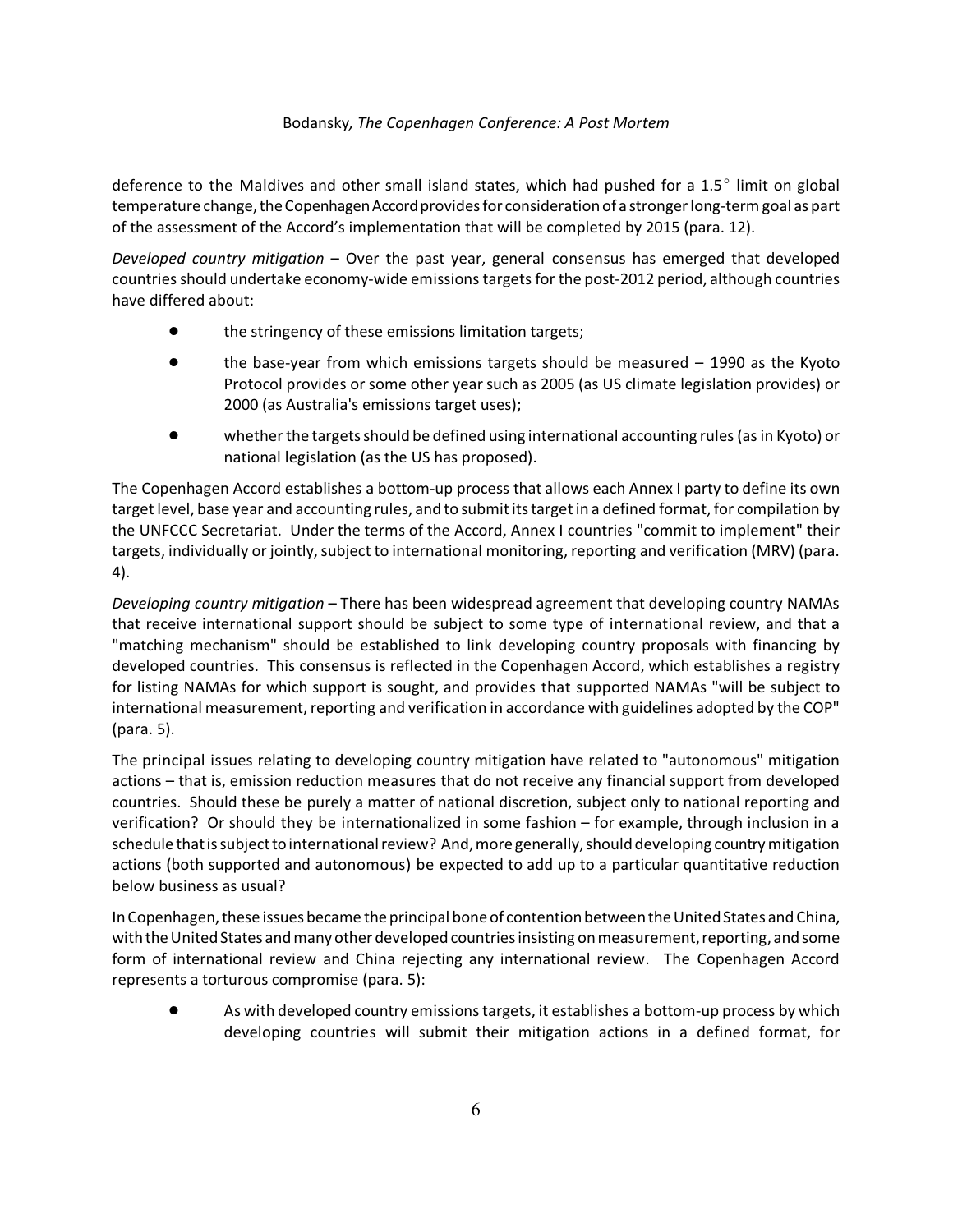deference to the Maldives and other small island states, which had pushed for a 1.5° limit on global temperature change, the Copenhagen Accord provides for consideration of a stronger long-term goal as part of the assessment of the Accord's implementation that will be completed by 2015 (para. 12).

*Developed country mitigation* – Over the past year, general consensus has emerged that developed countries should undertake economy-wide emissions targets for the post-2012 period, although countries have differed about:

- the stringency of these emissions limitation targets;
- the base-year from which emissions targets should be measured – 1990 as the Kyoto Protocol provides or some other year such as 2005 (as US climate legislation provides) or 2000 (as Australia's emissions target uses);
- whether the targets should be defined using international accounting rules (as in Kyoto) or national legislation (as the US has proposed).

The Copenhagen Accord establishes a bottom-up process that allows each Annex I party to define its own target level, base year and accounting rules, and to submit its target in a defined format, for compilation by the UNFCCC Secretariat. Under the terms of the Accord, Annex I countries "commit to implement" their targets, individually or jointly, subject to international monitoring, reporting and verification (MRV) (para. 4).

*Developing country mitigation* – There has been widespread agreement that developing country NAMAs that receive international support should be subject to some type of international review, and that a "matching mechanism" should be established to link developing country proposals with financing by developed countries. This consensus is reflected in the Copenhagen Accord, which establishes a registry for listing NAMAs for which support is sought, and provides that supported NAMAs "will be subject to international measurement, reporting and verification in accordance with guidelines adopted by the COP" (para. 5).

The principal issues relating to developing country mitigation have related to "autonomous" mitigation actions – that is, emission reduction measures that do not receive any financial support from developed countries. Should these be purely a matter of national discretion, subject only to national reporting and verification? Or should they be internationalized in some fashion – for example, through inclusion in a schedule that is subject to international review? And, more generally, should developing country mitigation actions (both supported and autonomous) be expected to add up to a particular quantitative reduction below business as usual?

In Copenhagen, these issues became the principal bone of contention between the United States and China, with the United States and many other developed countries insisting on measurement, reporting, and some form of international review and China rejecting any international review. The Copenhagen Accord represents a torturous compromise (para. 5):

- As with developed country emissions targets, it establishes a bottom-up process by which developing countries will submit their mitigation actions in a defined format, for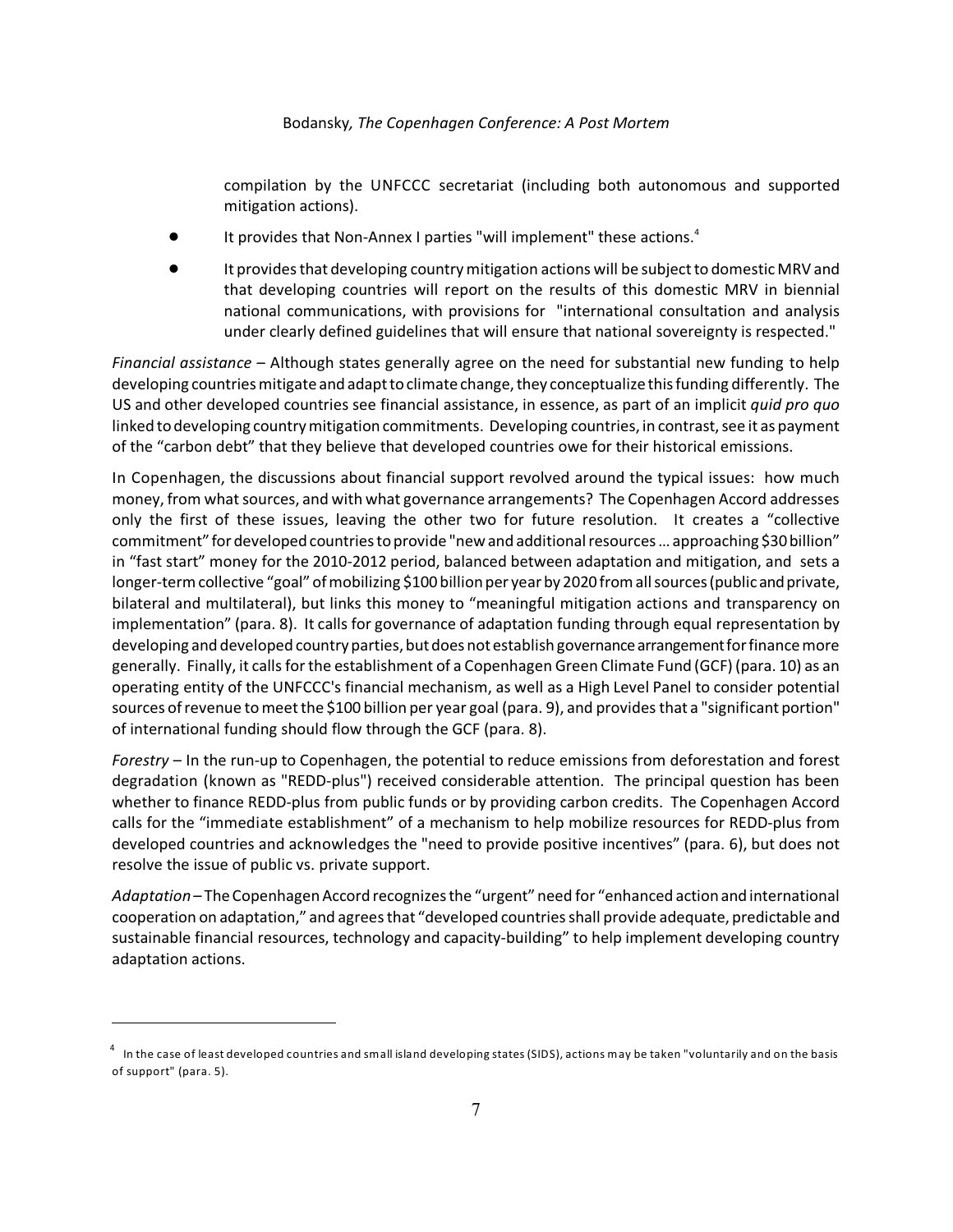compilation by the UNFCCC secretariat (including both autonomous and supported mitigation actions).

- It provides that Non-Annex I parties "will implement" these actions.[4]
- It provides that developing country mitigation actions will be subject to domestic MRV and that developing countries will report on the results of this domestic MRV in biennial national communications, with provisions for "international consultation and analysis under clearly defined guidelines that will ensure that national sovereignty is respected."

*Financial assistance* – Although states generally agree on the need for substantial new funding to help developing countries mitigate and adapt to climate change, they conceptualize this funding differently. The US and other developed countries see financial assistance, in essence, as part of an implicit *quid pro quo* linked to developing country mitigation commitments. Developing countries, in contrast, see it as payment of the "carbon debt" that they believe that developed countries owe for their historical emissions.

In Copenhagen, the discussions about financial support revolved around the typical issues: how much money, from what sources, and with what governance arrangements? The Copenhagen Accord addresses only the first of these issues, leaving the other two for future resolution. It creates a "collective commitment" for developed countries to provide "new and additional resources … approaching $30 billion" in "fast start" money for the 2010-2012 period, balanced between adaptation and mitigation, and sets a longer-term collective "goal" of mobilizing $100 billion per year by 2020 from all sources (public and private, bilateral and multilateral), but links this money to "meaningful mitigation actions and transparency on implementation" (para. 8). It calls for governance of adaptation funding through equal representation by developing and developed country parties, but does not establish governance arrangement for finance more generally. Finally, it calls for the establishment of a Copenhagen Green Climate Fund (GCF) (para. 10) as an operating entity of the UNFCCC's financial mechanism, as well as a High Level Panel to consider potential sources of revenue to meet the $100 billion per year goal (para. 9), and provides that a "significant portion" of international funding should flow through the GCF (para. 8).

*Forestry* – In the run-up to Copenhagen, the potential to reduce emissions from deforestation and forest degradation (known as "REDD-plus") received considerable attention. The principal question has been whether to finance REDD-plus from public funds or by providing carbon credits. The Copenhagen Accord calls for the "immediate establishment" of a mechanism to help mobilize resources for REDD-plus from developed countries and acknowledges the "need to provide positive incentives" (para. 6), but does not resolve the issue of public vs. private support.

*Adaptation* – The Copenhagen Accord recognizes the "urgent" need for "enhanced action and international cooperation on adaptation," and agrees that "developed countries shall provide adequate, predictable and sustainable financial resources, technology and capacity-building" to help implement developing country adaptation actions.

---

[4] In the case of least developed countries and small island developing states (SIDS), actions may be taken "voluntarily and on the basis of support" (para. 5).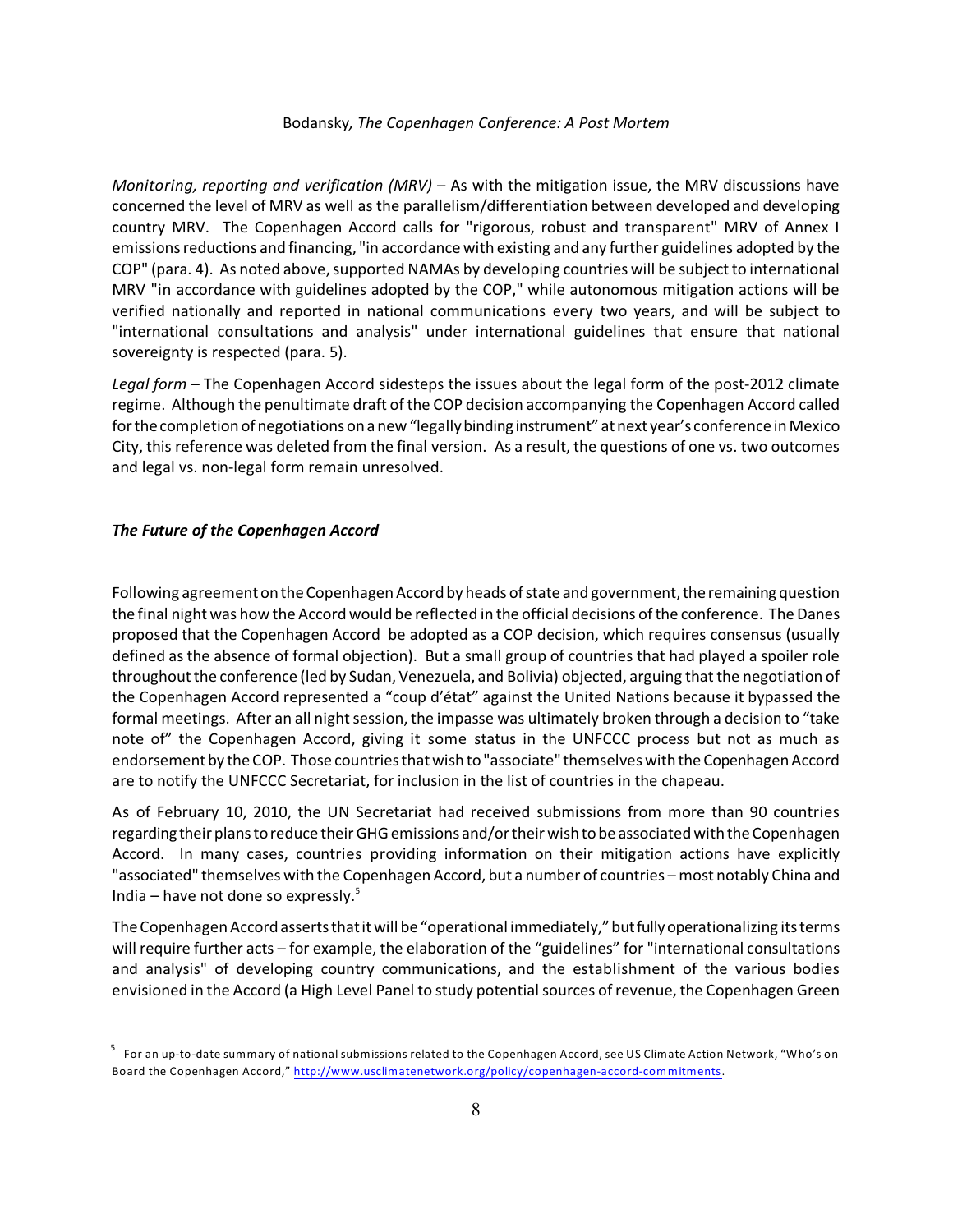*Monitoring, reporting and verification (MRV)* – As with the mitigation issue, the MRV discussions have concerned the level of MRV as well as the parallelism/differentiation between developed and developing country MRV. The Copenhagen Accord calls for "rigorous, robust and transparent" MRV of Annex I emissions reductions and financing, "in accordance with existing and any further guidelines adopted by the COP" (para. 4). As noted above, supported NAMAs by developing countries will be subject to international MRV "in accordance with guidelines adopted by the COP," while autonomous mitigation actions will be verified nationally and reported in national communications every two years, and will be subject to "international consultations and analysis" under international guidelines that ensure that national sovereignty is respected (para. 5).

*Legal form* – The Copenhagen Accord sidesteps the issues about the legal form of the post-2012 climate regime. Although the penultimate draft of the COP decision accompanying the Copenhagen Accord called for the completion of negotiations on a new "legally binding instrument" at next year's conference in Mexico City, this reference was deleted from the final version. As a result, the questions of one vs. two outcomes and legal vs. non-legal form remain unresolved.

### *The Future of the Copenhagen Accord*

Following agreement on the Copenhagen Accord by heads of state and government, the remaining question the final night was how the Accord would be reflected in the official decisions of the conference. The Danes proposed that the Copenhagen Accord be adopted as a COP decision, which requires consensus (usually defined as the absence of formal objection). But a small group of countries that had played a spoiler role throughout the conference (led by Sudan, Venezuela, and Bolivia) objected, arguing that the negotiation of the Copenhagen Accord represented a "coup d'état" against the United Nations because it bypassed the formal meetings. After an all night session, the impasse was ultimately broken through a decision to "take note of" the Copenhagen Accord, giving it some status in the UNFCCC process but not as much as endorsement by the COP. Those countries that wish to "associate" themselves with the Copenhagen Accord are to notify the UNFCCC Secretariat, for inclusion in the list of countries in the chapeau.

As of February 10, 2010, the UN Secretariat had received submissions from more than 90 countries regarding their plans to reduce their GHG emissions and/or their wish to be associated with the Copenhagen Accord. In many cases, countries providing information on their mitigation actions have explicitly "associated" themselves with the Copenhagen Accord, but a number of countries – most notably China and India – have not done so expressly.[5]

The Copenhagen Accord asserts that it will be "operational immediately," but fully operationalizing its terms will require further acts – for example, the elaboration of the "guidelines" for "international consultations and analysis" of developing country communications, and the establishment of the various bodies envisioned in the Accord (a High Level Panel to study potential sources of revenue, the Copenhagen Green

[5] For an up-to-date summary of national submissions related to the Copenhagen Accord, see US Climate Action Network, "Who's on Board the Copenhagen Accord," http://www.usclimatenetwork.org/policy/copenhagen-accord-commitments.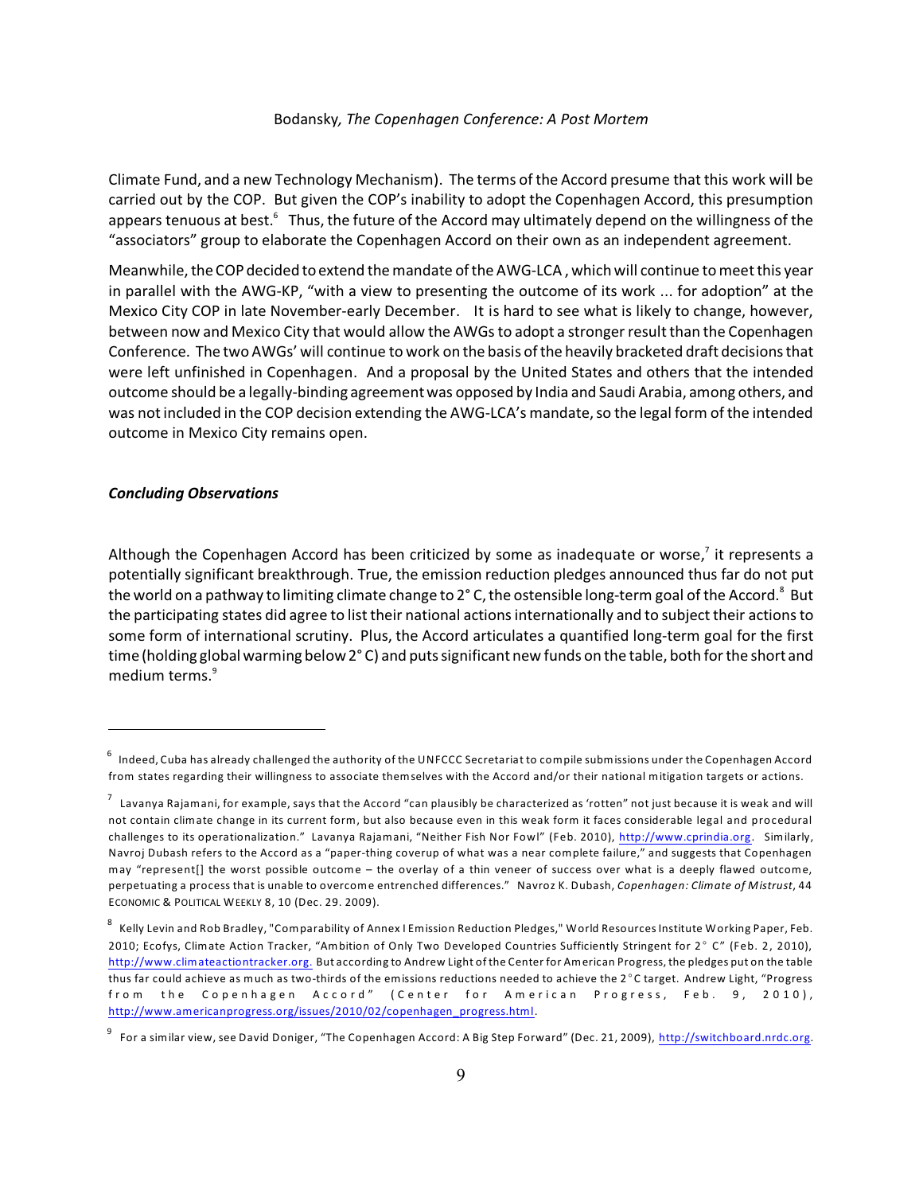Climate Fund, and a new Technology Mechanism). The terms of the Accord presume that this work will be carried out by the COP. But given the COP's inability to adopt the Copenhagen Accord, this presumption appears tenuous at best.[6] Thus, the future of the Accord may ultimately depend on the willingness of the "associators" group to elaborate the Copenhagen Accord on their own as an independent agreement.

Meanwhile, the COP decided to extend the mandate of the AWG-LCA , which will continue to meet this year in parallel with the AWG-KP, "with a view to presenting the outcome of its work ... for adoption" at the Mexico City COP in late November-early December. It is hard to see what is likely to change, however, between now and Mexico City that would allow the AWGs to adopt a stronger result than the Copenhagen Conference. The two AWGs' will continue to work on the basis of the heavily bracketed draft decisions that were left unfinished in Copenhagen. And a proposal by the United States and others that the intended outcome should be a legally-binding agreement was opposed by India and Saudi Arabia, among others, and was not included in the COP decision extending the AWG-LCA's mandate, so the legal form of the intended outcome in Mexico City remains open.

### *Concluding Observations*

Although the Copenhagen Accord has been criticized by some as inadequate or worse,[7] it represents a potentially significant breakthrough. True, the emission reduction pledges announced thus far do not put the world on a pathway to limiting climate change to 2° C, the ostensible long-term goal of the Accord.[8] But the participating states did agree to list their national actions internationally and to subject their actions to some form of international scrutiny. Plus, the Accord articulates a quantified long-term goal for the first time (holding global warming below 2° C) and puts significant new funds on the table, both for the short and medium terms.[9]

---

[6] Indeed, Cuba has already challenged the authority of the UNFCCC Secretariat to compile submissions under the Copenhagen Accord from states regarding their willingness to associate themselves with the Accord and/or their national mitigation targets or actions.

[7] Lavanya Rajamani, for example, says that the Accord "can plausibly be characterized as 'rotten" not just because it is weak and will not contain climate change in its current form, but also because even in this weak form it faces considerable legal and procedural challenges to its operationalization." Lavanya Rajamani, "Neither Fish Nor Fowl" (Feb. 2010), http://www.cprindia.org. Similarly, Navroj Dubash refers to the Accord as a "paper-thing coverup of what was a near complete failure," and suggests that Copenhagen may "represent[] the worst possible outcome – the overlay of a thin veneer of success over what is a deeply flawed outcome, perpetuating a process that is unable to overcome entrenched differences." Navroz K. Dubash, *Copenhagen: Climate of Mistrust*, 44 ECONOMIC & POLITICAL WEEKLY 8, 10 (Dec. 29. 2009).

[8] Kelly Levin and Rob Bradley, "Comparability of Annex I Emission Reduction Pledges," World Resources Institute Working Paper, Feb. 2010; Ecofys, Climate Action Tracker, "Ambition of Only Two Developed Countries Sufficiently Stringent for 2° C" (Feb. 2, 2010), http://www.climateactiontracker.org. But according to Andrew Light of the Center for American Progress, the pledges put on the table thus far could achieve as much as two-thirds of the emissions reductions needed to achieve the 2°C target. Andrew Light, "Progress from the Copenhagen Accord" (Center for American Progress, Feb. 9, 2010), http://www.americanprogress.org/issues/2010/02/copenhagen_progress.html.

[9] For a similar view, see David Doniger, "The Copenhagen Accord: A Big Step Forward" (Dec. 21, 2009), http://switchboard.nrdc.org.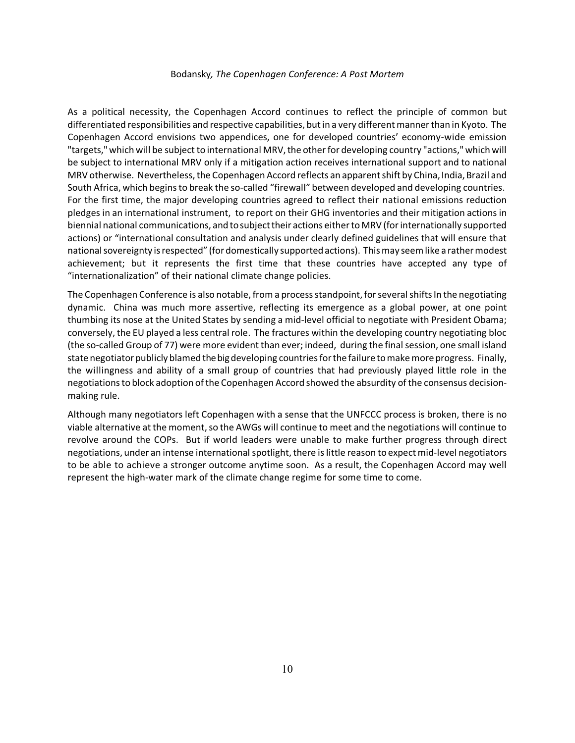As a political necessity, the Copenhagen Accord continues to reflect the principle of common but differentiated responsibilities and respective capabilities, but in a very different manner than in Kyoto. The Copenhagen Accord envisions two appendices, one for developed countries' economy-wide emission "targets," which will be subject to international MRV, the other for developing country "actions," which will be subject to international MRV only if a mitigation action receives international support and to national MRV otherwise. Nevertheless, the Copenhagen Accord reflects an apparent shift by China, India, Brazil and South Africa, which begins to break the so-called "firewall" between developed and developing countries. For the first time, the major developing countries agreed to reflect their national emissions reduction pledges in an international instrument, to report on their GHG inventories and their mitigation actions in biennial national communications, and to subject their actions either to MRV (for internationally supported actions) or "international consultation and analysis under clearly defined guidelines that will ensure that national sovereignty is respected" (for domestically supported actions). This may seem like a rather modest achievement; but it represents the first time that these countries have accepted any type of "internationalization" of their national climate change policies.

The Copenhagen Conference is also notable, from a process standpoint, for several shifts In the negotiating dynamic. China was much more assertive, reflecting its emergence as a global power, at one point thumbing its nose at the United States by sending a mid-level official to negotiate with President Obama; conversely, the EU played a less central role. The fractures within the developing country negotiating bloc (the so-called Group of 77) were more evident than ever; indeed, during the final session, one small island state negotiator publicly blamed the big developing countries for the failure to make more progress. Finally, the willingness and ability of a small group of countries that had previously played little role in the negotiations to block adoption of the Copenhagen Accord showed the absurdity of the consensus decision-making rule.

Although many negotiators left Copenhagen with a sense that the UNFCCC process is broken, there is no viable alternative at the moment, so the AWGs will continue to meet and the negotiations will continue to revolve around the COPs. But if world leaders were unable to make further progress through direct negotiations, under an intense international spotlight, there is little reason to expect mid-level negotiators to be able to achieve a stronger outcome anytime soon. As a result, the Copenhagen Accord may well represent the high-water mark of the climate change regime for some time to come.